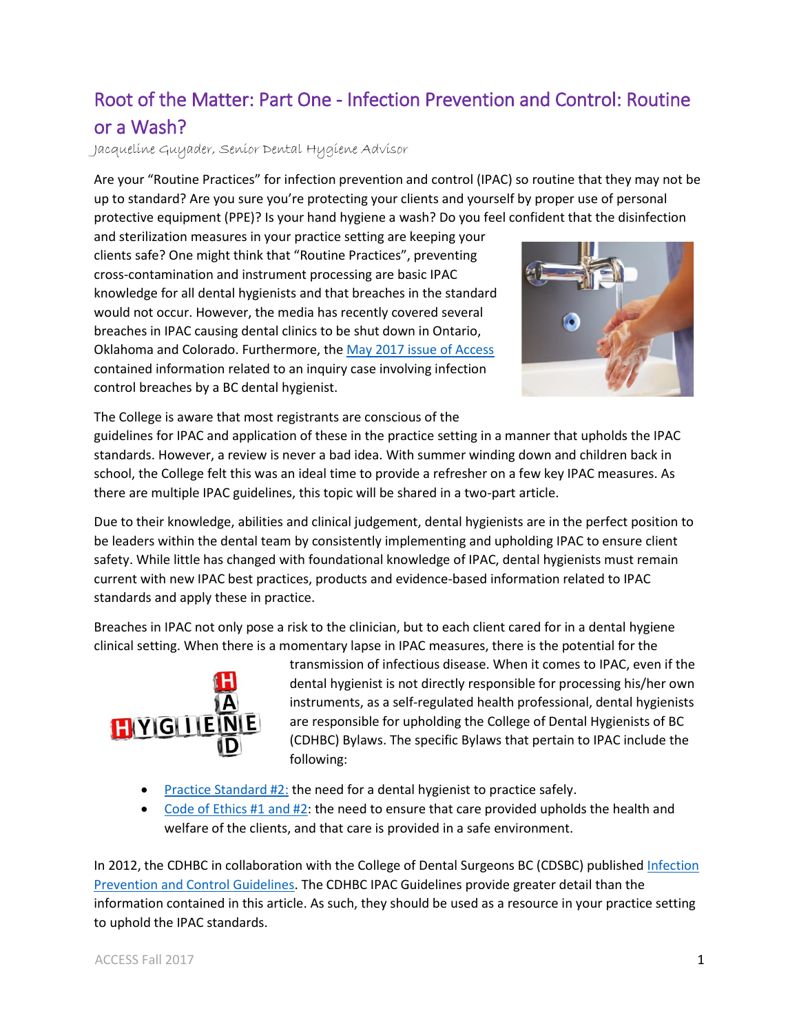# Root of the Matter: Part One - Infection Prevention and Control: Routine or a Wash?

*Jacqueline Guyader, Senior Dental Hygiene Advisor*

Are your "Routine Practices" for infection prevention and control (IPAC) so routine that they may not be up to standard? Are you sure you're protecting your clients and yourself by proper use of personal protective equipment (PPE)? Is your hand hygiene a wash? Do you feel confident that the disinfection and sterilization measures in your practice setting are keeping your clients safe? One might think that "Routine Practices", preventing cross-contamination and instrument processing are basic IPAC knowledge for all dental hygienists and that breaches in the standard would not occur. However, the media has recently covered several breaches in IPAC causing dental clinics to be shut down in Ontario, Oklahoma and Colorado. Furthermore, the May 2017 issue of Access contained information related to an inquiry case involving infection control breaches by a BC dental hygienist.

The College is aware that most registrants are conscious of the guidelines for IPAC and application of these in the practice setting in a manner that upholds the IPAC standards. However, a review is never a bad idea. With summer winding down and children back in school, the College felt this was an ideal time to provide a refresher on a few key IPAC measures. As there are multiple IPAC guidelines, this topic will be shared in a two-part article.

Due to their knowledge, abilities and clinical judgement, dental hygienists are in the perfect position to be leaders within the dental team by consistently implementing and upholding IPAC to ensure client safety. While little has changed with foundational knowledge of IPAC, dental hygienists must remain current with new IPAC best practices, products and evidence-based information related to IPAC standards and apply these in practice.

Breaches in IPAC not only pose a risk to the clinician, but to each client cared for in a dental hygiene clinical setting. When there is a momentary lapse in IPAC measures, there is the potential for the transmission of infectious disease. When it comes to IPAC, even if the dental hygienist is not directly responsible for processing his/her own instruments, as a self-regulated health professional, dental hygienists are responsible for upholding the College of Dental Hygienists of BC (CDHBC) Bylaws. The specific Bylaws that pertain to IPAC include the following:

- Practice Standard #2: the need for a dental hygienist to practice safely.
- Code of Ethics #1 and #2: the need to ensure that care provided upholds the health and welfare of the clients, and that care is provided in a safe environment.

In 2012, the CDHBC in collaboration with the College of Dental Surgeons BC (CDSBC) published Infection Prevention and Control Guidelines. The CDHBC IPAC Guidelines provide greater detail than the information contained in this article. As such, they should be used as a resource in your practice setting to uphold the IPAC standards.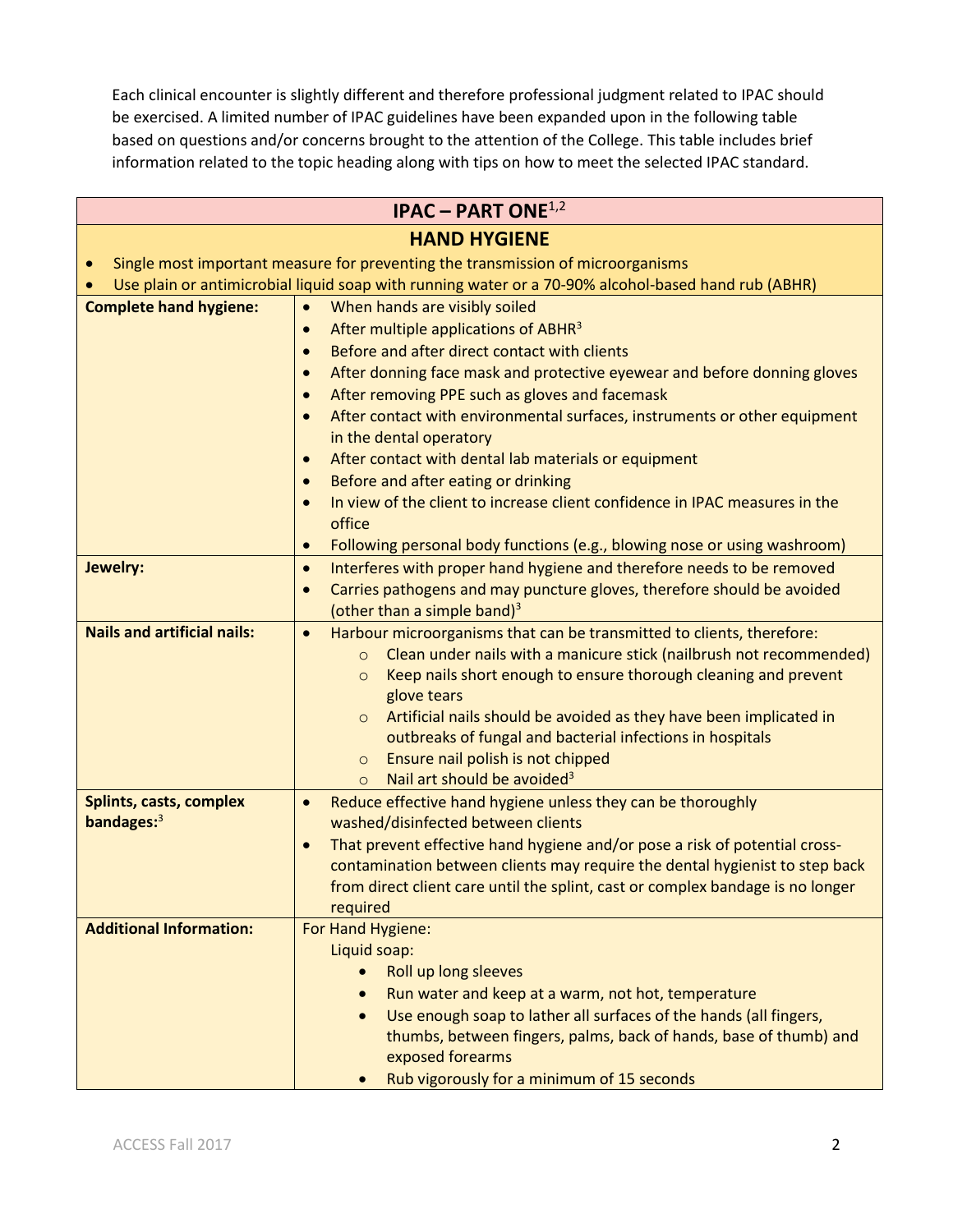Each clinical encounter is slightly different and therefore professional judgment related to IPAC should be exercised. A limited number of IPAC guidelines have been expanded upon in the following table based on questions and/or concerns brought to the attention of the College. This table includes brief information related to the topic heading along with tips on how to meet the selected IPAC standard.

| **IPAC – PART ONE**[1,2] | |
|---|---|
| **HAND HYGIENE** | |
| • Single most important measure for preventing the transmission of microorganisms<br>• Use plain or antimicrobial liquid soap with running water or a 70-90% alcohol-based hand rub (ABHR) | |
| **Complete hand hygiene:** | • When hands are visibly soiled<br>• After multiple applications of ABHR[3]<br>• Before and after direct contact with clients<br>• After donning face mask and protective eyewear and before donning gloves<br>• After removing PPE such as gloves and facemask<br>• After contact with environmental surfaces, instruments or other equipment in the dental operatory<br>• After contact with dental lab materials or equipment<br>• Before and after eating or drinking<br>• In view of the client to increase client confidence in IPAC measures in the office<br>• Following personal body functions (e.g., blowing nose or using washroom) |
| **Jewelry:** | • Interferes with proper hand hygiene and therefore needs to be removed<br>• Carries pathogens and may puncture gloves, therefore should be avoided (other than a simple band)[3] |
| **Nails and artificial nails:** | • Harbour microorganisms that can be transmitted to clients, therefore:<br>  ○ Clean under nails with a manicure stick (nailbrush not recommended)<br>  ○ Keep nails short enough to ensure thorough cleaning and prevent glove tears<br>  ○ Artificial nails should be avoided as they have been implicated in outbreaks of fungal and bacterial infections in hospitals<br>  ○ Ensure nail polish is not chipped<br>  ○ Nail art should be avoided[3] |
| **Splints, casts, complex bandages:**[3] | • Reduce effective hand hygiene unless they can be thoroughly washed/disinfected between clients<br>• That prevent effective hand hygiene and/or pose a risk of potential cross-contamination between clients may require the dental hygienist to step back from direct client care until the splint, cast or complex bandage is no longer required |
| **Additional Information:** | For Hand Hygiene:<br>Liquid soap:<br>• Roll up long sleeves<br>• Run water and keep at a warm, not hot, temperature<br>• Use enough soap to lather all surfaces of the hands (all fingers, thumbs, between fingers, palms, back of hands, base of thumb) and exposed forearms<br>• Rub vigorously for a minimum of 15 seconds |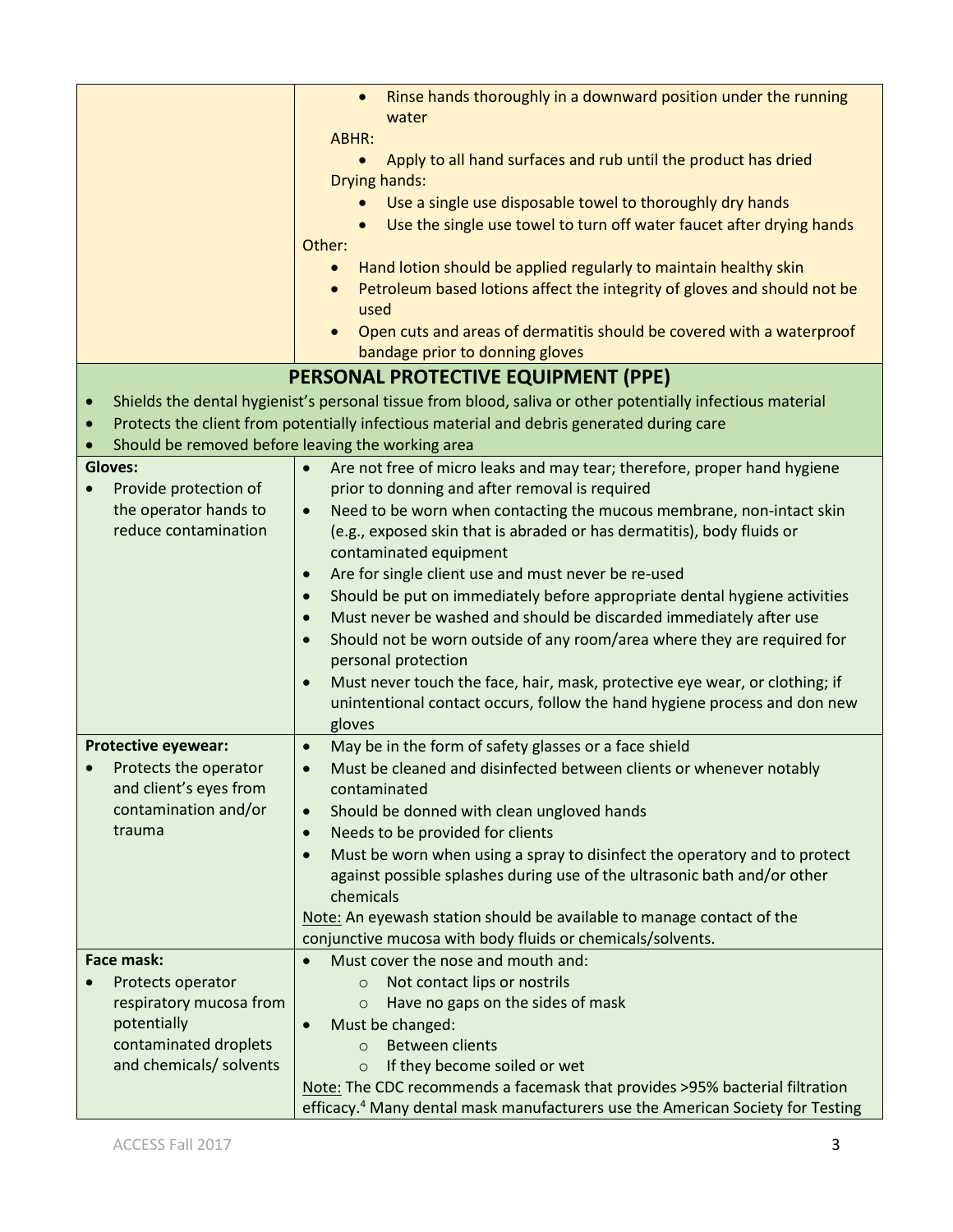| | |
|---|---|
| | • Rinse hands thoroughly in a downward position under the running water<br>ABHR:<br>• Apply to all hand surfaces and rub until the product has dried<br>Drying hands:<br>• Use a single use disposable towel to thoroughly dry hands<br>• Use the single use towel to turn off water faucet after drying hands<br>Other:<br>• Hand lotion should be applied regularly to maintain healthy skin<br>• Petroleum based lotions affect the integrity of gloves and should not be used<br>• Open cuts and areas of dermatitis should be covered with a waterproof bandage prior to donning gloves |

## PERSONAL PROTECTIVE EQUIPMENT (PPE)

- Shields the dental hygienist's personal tissue from blood, saliva or other potentially infectious material
- Protects the client from potentially infectious material and debris generated during care
- Should be removed before leaving the working area

| | |
|---|---|
| **Gloves:**<br>• Provide protection of the operator hands to reduce contamination | • Are not free of micro leaks and may tear; therefore, proper hand hygiene prior to donning and after removal is required<br>• Need to be worn when contacting the mucous membrane, non-intact skin (e.g., exposed skin that is abraded or has dermatitis), body fluids or contaminated equipment<br>• Are for single client use and must never be re-used<br>• Should be put on immediately before appropriate dental hygiene activities<br>• Must never be washed and should be discarded immediately after use<br>• Should not be worn outside of any room/area where they are required for personal protection<br>• Must never touch the face, hair, mask, protective eye wear, or clothing; if unintentional contact occurs, follow the hand hygiene process and don new gloves |
| **Protective eyewear:**<br>• Protects the operator and client's eyes from contamination and/or trauma | • May be in the form of safety glasses or a face shield<br>• Must be cleaned and disinfected between clients or whenever notably contaminated<br>• Should be donned with clean ungloved hands<br>• Needs to be provided for clients<br>• Must be worn when using a spray to disinfect the operatory and to protect against possible splashes during use of the ultrasonic bath and/or other chemicals<br>Note: An eyewash station should be available to manage contact of the conjunctive mucosa with body fluids or chemicals/solvents. |
| **Face mask:**<br>• Protects operator respiratory mucosa from potentially contaminated droplets and chemicals/ solvents | • Must cover the nose and mouth and:<br>  ○ Not contact lips or nostrils<br>  ○ Have no gaps on the sides of mask<br>• Must be changed:<br>  ○ Between clients<br>  ○ If they become soiled or wet<br>Note: The CDC recommends a facemask that provides >95% bacterial filtration efficacy.[4] Many dental mask manufacturers use the American Society for Testing |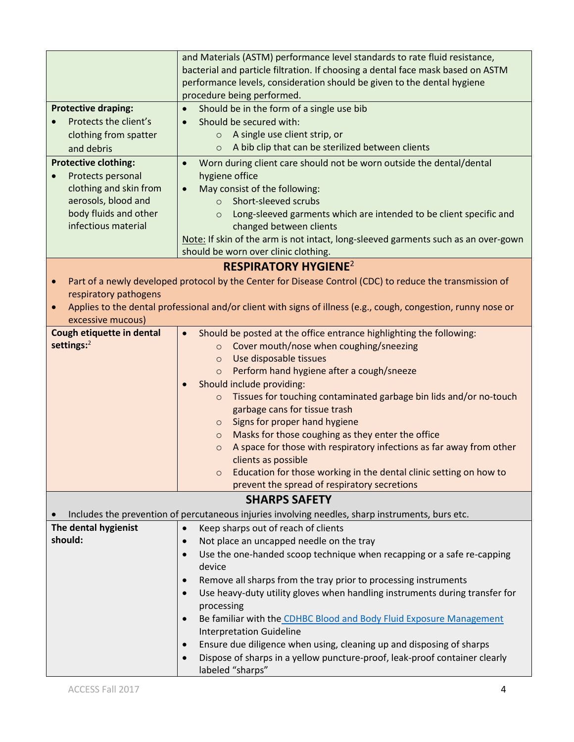| | |
|---|---|
| | and Materials (ASTM) performance level standards to rate fluid resistance, bacterial and particle filtration. If choosing a dental face mask based on ASTM performance levels, consideration should be given to the dental hygiene procedure being performed. |
| **Protective draping:**<br>• Protects the client's clothing from spatter and debris | • Should be in the form of a single use bib<br>• Should be secured with:<br>  ○ A single use client strip, or<br>  ○ A bib clip that can be sterilized between clients |
| **Protective clothing:**<br>• Protects personal clothing and skin from aerosols, blood and body fluids and other infectious material | • Worn during client care should not be worn outside the dental/dental hygiene office<br>• May consist of the following:<br>  ○ Short-sleeved scrubs<br>  ○ Long-sleeved garments which are intended to be client specific and changed between clients<br>Note: If skin of the arm is not intact, long-sleeved garments such as an over-gown should be worn over clinic clothing. |

## RESPIRATORY HYGIENE[2]

- Part of a newly developed protocol by the Center for Disease Control (CDC) to reduce the transmission of respiratory pathogens
- Applies to the dental professional and/or client with signs of illness (e.g., cough, congestion, runny nose or excessive mucous)

| | |
|---|---|
| **Cough etiquette in dental settings:**[2] | • Should be posted at the office entrance highlighting the following:<br>  ○ Cover mouth/nose when coughing/sneezing<br>  ○ Use disposable tissues<br>  ○ Perform hand hygiene after a cough/sneeze<br>• Should include providing:<br>  ○ Tissues for touching contaminated garbage bin lids and/or no-touch garbage cans for tissue trash<br>  ○ Signs for proper hand hygiene<br>  ○ Masks for those coughing as they enter the office<br>  ○ A space for those with respiratory infections as far away from other clients as possible<br>  ○ Education for those working in the dental clinic setting on how to prevent the spread of respiratory secretions |

## SHARPS SAFETY

- Includes the prevention of percutaneous injuries involving needles, sharp instruments, burs etc.

| | |
|---|---|
| **The dental hygienist should:** | • Keep sharps out of reach of clients<br>• Not place an uncapped needle on the tray<br>• Use the one-handed scoop technique when recapping or a safe re-capping device<br>• Remove all sharps from the tray prior to processing instruments<br>• Use heavy-duty utility gloves when handling instruments during transfer for processing<br>• Be familiar with the CDHBC Blood and Body Fluid Exposure Management Interpretation Guideline<br>• Ensure due diligence when using, cleaning up and disposing of sharps<br>• Dispose of sharps in a yellow puncture-proof, leak-proof container clearly labeled "sharps" |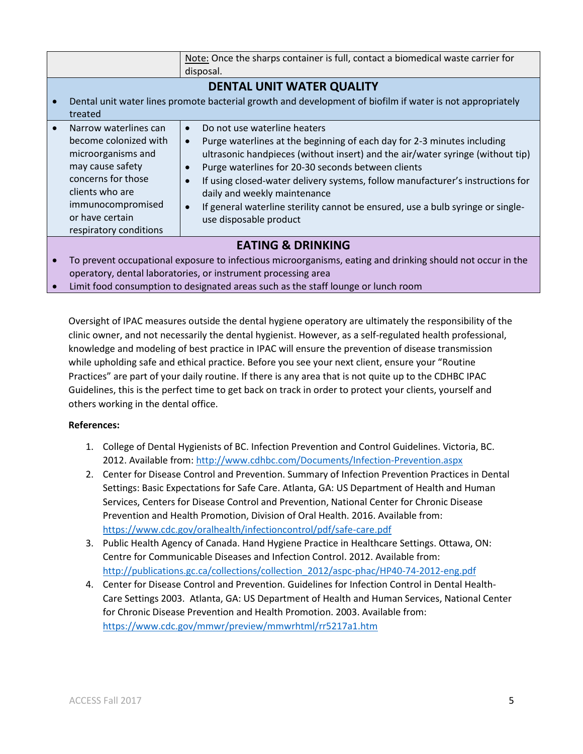| | |
|---|---|
| | Note: Once the sharps container is full, contact a biomedical waste carrier for disposal. |

## DENTAL UNIT WATER QUALITY

- Dental unit water lines promote bacterial growth and development of biofilm if water is not appropriately treated

| | |
|---|---|
| • Narrow waterlines can become colonized with microorganisms and may cause safety concerns for those clients who are immunocompromised or have certain respiratory conditions | • Do not use waterline heaters<br>• Purge waterlines at the beginning of each day for 2-3 minutes including ultrasonic handpieces (without insert) and the air/water syringe (without tip)<br>• Purge waterlines for 20-30 seconds between clients<br>• If using closed-water delivery systems, follow manufacturer's instructions for daily and weekly maintenance<br>• If general waterline sterility cannot be ensured, use a bulb syringe or single-use disposable product |

## EATING & DRINKING

- To prevent occupational exposure to infectious microorganisms, eating and drinking should not occur in the operatory, dental laboratories, or instrument processing area
- Limit food consumption to designated areas such as the staff lounge or lunch room

Oversight of IPAC measures outside the dental hygiene operatory are ultimately the responsibility of the clinic owner, and not necessarily the dental hygienist. However, as a self-regulated health professional, knowledge and modeling of best practice in IPAC will ensure the prevention of disease transmission while upholding safe and ethical practice. Before you see your next client, ensure your "Routine Practices" are part of your daily routine. If there is any area that is not quite up to the CDHBC IPAC Guidelines, this is the perfect time to get back on track in order to protect your clients, yourself and others working in the dental office.

**References:**

1. College of Dental Hygienists of BC. Infection Prevention and Control Guidelines. Victoria, BC. 2012. Available from: http://www.cdhbc.com/Documents/Infection-Prevention.aspx
2. Center for Disease Control and Prevention. Summary of Infection Prevention Practices in Dental Settings: Basic Expectations for Safe Care. Atlanta, GA: US Department of Health and Human Services, Centers for Disease Control and Prevention, National Center for Chronic Disease Prevention and Health Promotion, Division of Oral Health. 2016. Available from: https://www.cdc.gov/oralhealth/infectioncontrol/pdf/safe-care.pdf
3. Public Health Agency of Canada. Hand Hygiene Practice in Healthcare Settings. Ottawa, ON: Centre for Communicable Diseases and Infection Control. 2012. Available from: http://publications.gc.ca/collections/collection_2012/aspc-phac/HP40-74-2012-eng.pdf
4. Center for Disease Control and Prevention. Guidelines for Infection Control in Dental Health-Care Settings 2003. Atlanta, GA: US Department of Health and Human Services, National Center for Chronic Disease Prevention and Health Promotion. 2003. Available from: https://www.cdc.gov/mmwr/preview/mmwrhtml/rr5217a1.htm